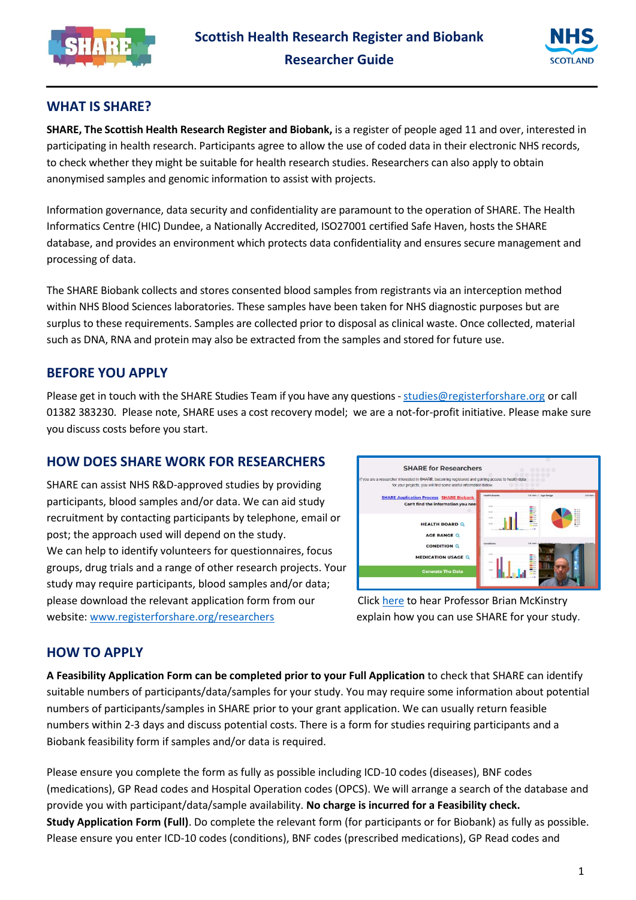# Scottish Health Research Register and Biobank

# Researcher Guide

## WHAT IS SHARE?

**SHARE, The Scottish Health Research Register and Biobank,** is a register of people aged 11 and over, interested in participating in health research. Participants agree to allow the use of coded data in their electronic NHS records, to check whether they might be suitable for health research studies. Researchers can also apply to obtain anonymised samples and genomic information to assist with projects.

Information governance, data security and confidentiality are paramount to the operation of SHARE. The Health Informatics Centre (HIC) Dundee, a Nationally Accredited, ISO27001 certified Safe Haven, hosts the SHARE database, and provides an environment which protects data confidentiality and ensures secure management and processing of data.

The SHARE Biobank collects and stores consented blood samples from registrants via an interception method within NHS Blood Sciences laboratories. These samples have been taken for NHS diagnostic purposes but are surplus to these requirements. Samples are collected prior to disposal as clinical waste. Once collected, material such as DNA, RNA and protein may also be extracted from the samples and stored for future use.

## BEFORE YOU APPLY

Please get in touch with the SHARE Studies Team if you have any questions - studies@registerforshare.org or call 01382 383230. Please note, SHARE uses a cost recovery model; we are a not-for-profit initiative. Please make sure you discuss costs before you start.

## HOW DOES SHARE WORK FOR RESEARCHERS

SHARE can assist NHS R&D-approved studies by providing participants, blood samples and/or data. We can aid study recruitment by contacting participants by telephone, email or post; the approach used will depend on the study.
We can help to identify volunteers for questionnaires, focus groups, drug trials and a range of other research projects. Your study may require participants, blood samples and/or data; please download the relevant application form from our website: www.registerforshare.org/researchers

Click here to hear Professor Brian McKinstry explain how you can use SHARE for your study.

## HOW TO APPLY

**A Feasibility Application Form can be completed prior to your Full Application** to check that SHARE can identify suitable numbers of participants/data/samples for your study. You may require some information about potential numbers of participants/samples in SHARE prior to your grant application. We can usually return feasible numbers within 2-3 days and discuss potential costs. There is a form for studies requiring participants and a Biobank feasibility form if samples and/or data is required.

Please ensure you complete the form as fully as possible including ICD-10 codes (diseases), BNF codes (medications), GP Read codes and Hospital Operation codes (OPCS). We will arrange a search of the database and provide you with participant/data/sample availability. **No charge is incurred for a Feasibility check.**
**Study Application Form (Full)**. Do complete the relevant form (for participants or for Biobank) as fully as possible. Please ensure you enter ICD-10 codes (conditions), BNF codes (prescribed medications), GP Read codes and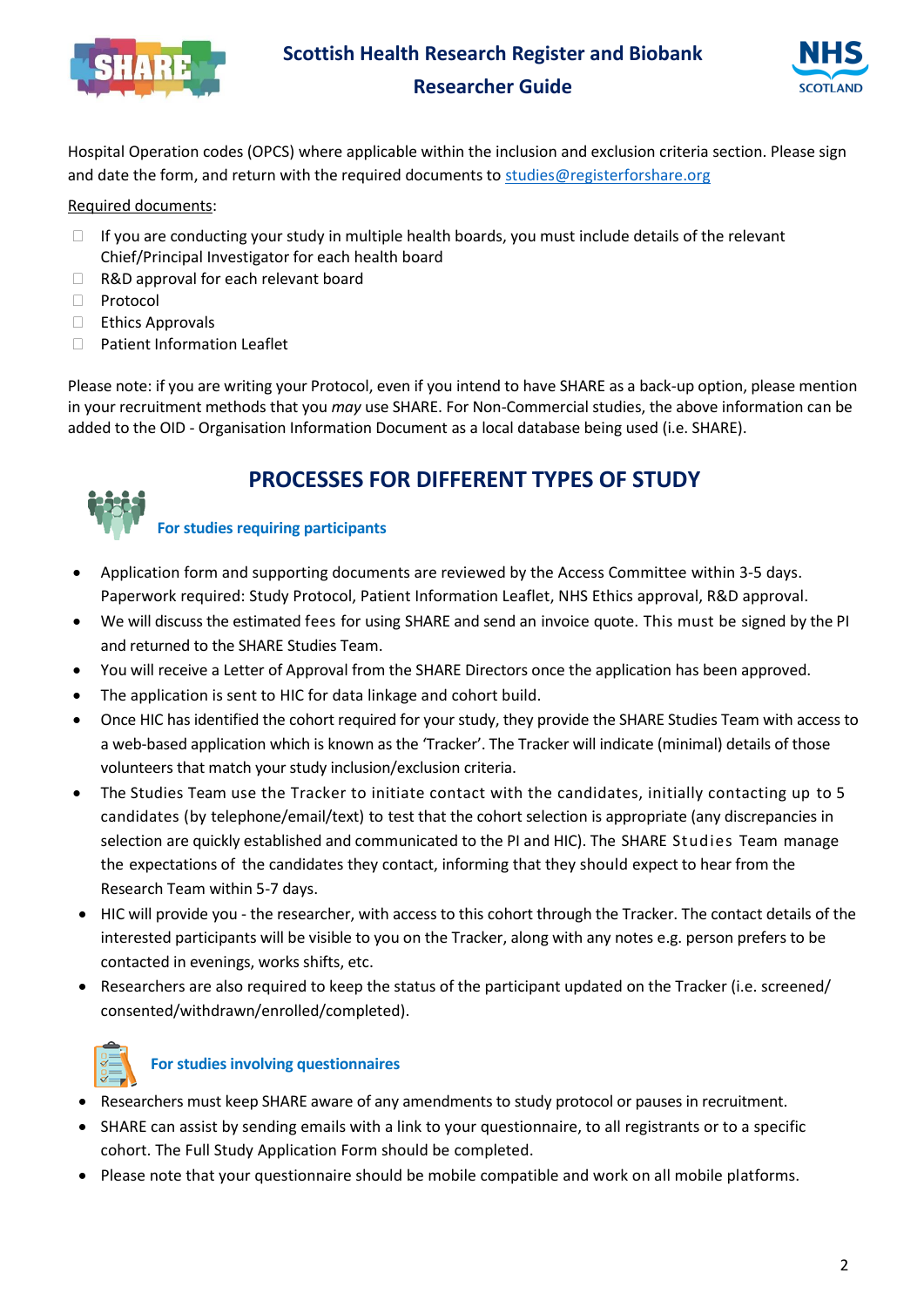Hospital Operation codes (OPCS) where applicable within the inclusion and exclusion criteria section. Please sign and date the form, and return with the required documents to studies@registerforshare.org

Required documents:

- ☐ If you are conducting your study in multiple health boards, you must include details of the relevant Chief/Principal Investigator for each health board
- ☐ R&D approval for each relevant board
- ☐ Protocol
- ☐ Ethics Approvals
- ☐ Patient Information Leaflet

Please note: if you are writing your Protocol, even if you intend to have SHARE as a back-up option, please mention in your recruitment methods that you *may* use SHARE. For Non-Commercial studies, the above information can be added to the OID - Organisation Information Document as a local database being used (i.e. SHARE).

## PROCESSES FOR DIFFERENT TYPES OF STUDY

### For studies requiring participants

- Application form and supporting documents are reviewed by the Access Committee within 3-5 days. Paperwork required: Study Protocol, Patient Information Leaflet, NHS Ethics approval, R&D approval.
- We will discuss the estimated fees for using SHARE and send an invoice quote. This must be signed by the PI and returned to the SHARE Studies Team.
- You will receive a Letter of Approval from the SHARE Directors once the application has been approved.
- The application is sent to HIC for data linkage and cohort build.
- Once HIC has identified the cohort required for your study, they provide the SHARE Studies Team with access to a web-based application which is known as the 'Tracker'. The Tracker will indicate (minimal) details of those volunteers that match your study inclusion/exclusion criteria.
- The Studies Team use the Tracker to initiate contact with the candidates, initially contacting up to 5 candidates (by telephone/email/text) to test that the cohort selection is appropriate (any discrepancies in selection are quickly established and communicated to the PI and HIC). The SHARE Studies Team manage the expectations of the candidates they contact, informing that they should expect to hear from the Research Team within 5-7 days.
- HIC will provide you - the researcher, with access to this cohort through the Tracker. The contact details of the interested participants will be visible to you on the Tracker, along with any notes e.g. person prefers to be contacted in evenings, works shifts, etc.
- Researchers are also required to keep the status of the participant updated on the Tracker (i.e. screened/ consented/withdrawn/enrolled/completed).

### For studies involving questionnaires

- Researchers must keep SHARE aware of any amendments to study protocol or pauses in recruitment.
- SHARE can assist by sending emails with a link to your questionnaire, to all registrants or to a specific cohort. The Full Study Application Form should be completed.
- Please note that your questionnaire should be mobile compatible and work on all mobile platforms.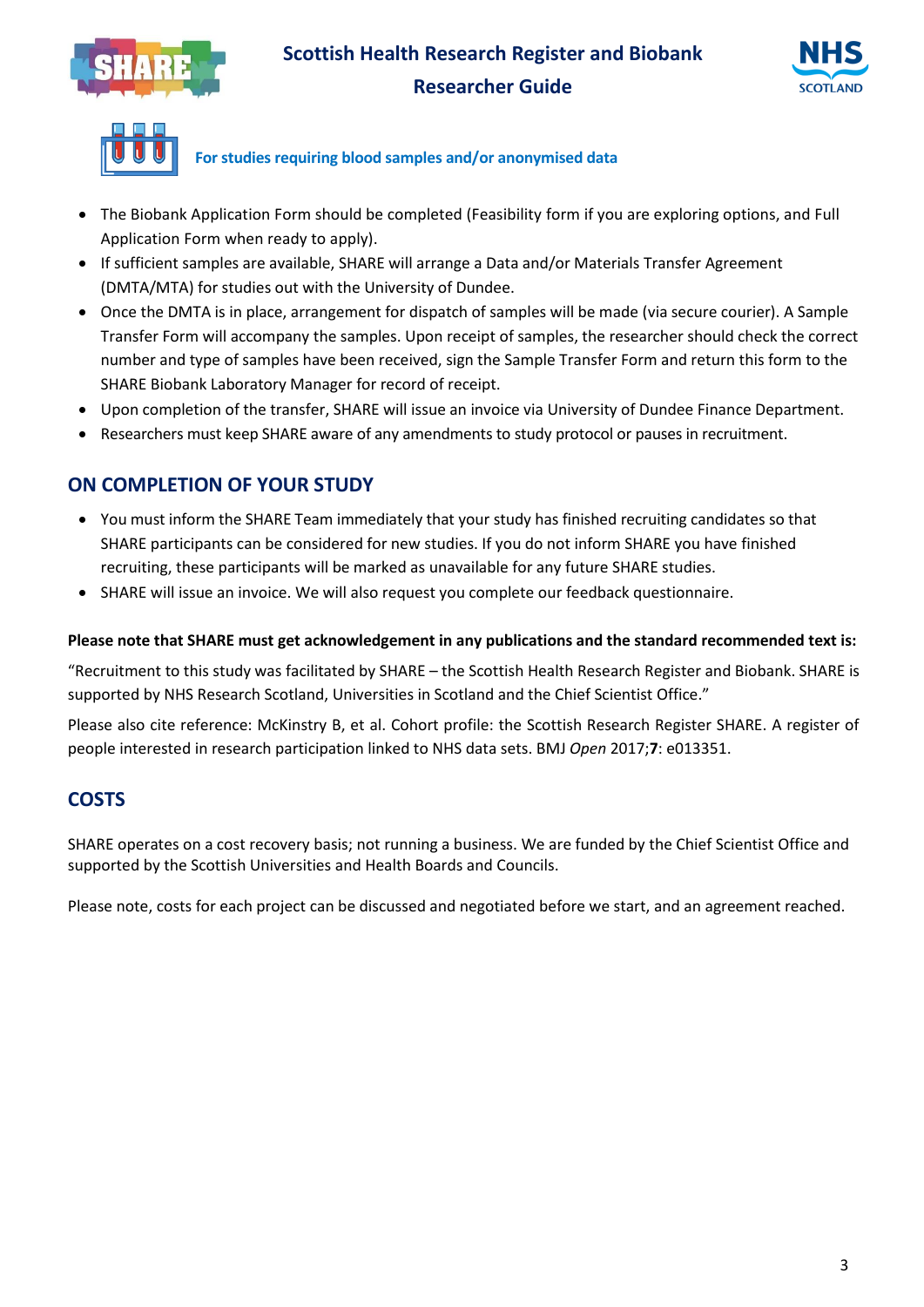### For studies requiring blood samples and/or anonymised data

- The Biobank Application Form should be completed (Feasibility form if you are exploring options, and Full Application Form when ready to apply).
- If sufficient samples are available, SHARE will arrange a Data and/or Materials Transfer Agreement (DMTA/MTA) for studies out with the University of Dundee.
- Once the DMTA is in place, arrangement for dispatch of samples will be made (via secure courier). A Sample Transfer Form will accompany the samples. Upon receipt of samples, the researcher should check the correct number and type of samples have been received, sign the Sample Transfer Form and return this form to the SHARE Biobank Laboratory Manager for record of receipt.
- Upon completion of the transfer, SHARE will issue an invoice via University of Dundee Finance Department.
- Researchers must keep SHARE aware of any amendments to study protocol or pauses in recruitment.

## ON COMPLETION OF YOUR STUDY

- You must inform the SHARE Team immediately that your study has finished recruiting candidates so that SHARE participants can be considered for new studies. If you do not inform SHARE you have finished recruiting, these participants will be marked as unavailable for any future SHARE studies.
- SHARE will issue an invoice. We will also request you complete our feedback questionnaire.

**Please note that SHARE must get acknowledgement in any publications and the standard recommended text is:**

"Recruitment to this study was facilitated by SHARE – the Scottish Health Research Register and Biobank. SHARE is supported by NHS Research Scotland, Universities in Scotland and the Chief Scientist Office."

Please also cite reference: McKinstry B, et al. Cohort profile: the Scottish Research Register SHARE. A register of people interested in research participation linked to NHS data sets. BMJ *Open* 2017;**7**: e013351.

## COSTS

SHARE operates on a cost recovery basis; not running a business. We are funded by the Chief Scientist Office and supported by the Scottish Universities and Health Boards and Councils.

Please note, costs for each project can be discussed and negotiated before we start, and an agreement reached.